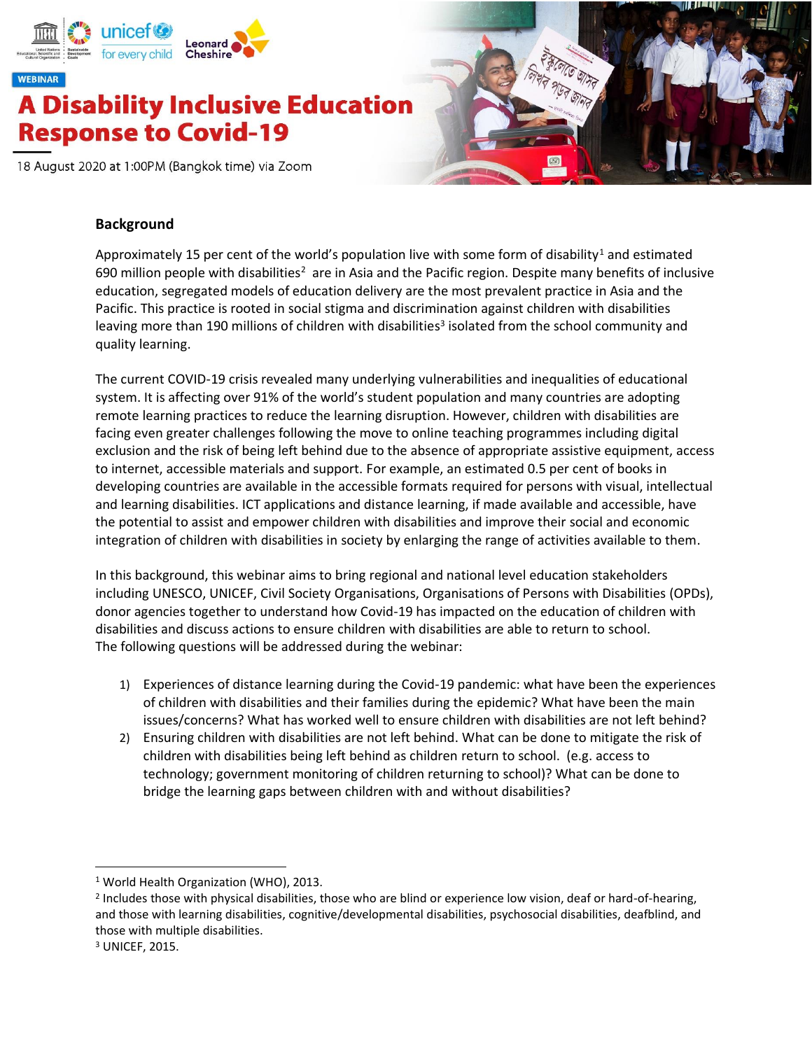WEBINAR

# A Disability Inclusive Education Response to Covid-19

18 August 2020 at 1:00PM (Bangkok time) via Zoom

## Background

Approximately 15 per cent of the world's population live with some form of disability[1] and estimated 690 million people with disabilities[2] are in Asia and the Pacific region. Despite many benefits of inclusive education, segregated models of education delivery are the most prevalent practice in Asia and the Pacific. This practice is rooted in social stigma and discrimination against children with disabilities leaving more than 190 millions of children with disabilities[3] isolated from the school community and quality learning.

The current COVID-19 crisis revealed many underlying vulnerabilities and inequalities of educational system. It is affecting over 91% of the world's student population and many countries are adopting remote learning practices to reduce the learning disruption. However, children with disabilities are facing even greater challenges following the move to online teaching programmes including digital exclusion and the risk of being left behind due to the absence of appropriate assistive equipment, access to internet, accessible materials and support. For example, an estimated 0.5 per cent of books in developing countries are available in the accessible formats required for persons with visual, intellectual and learning disabilities. ICT applications and distance learning, if made available and accessible, have the potential to assist and empower children with disabilities and improve their social and economic integration of children with disabilities in society by enlarging the range of activities available to them.

In this background, this webinar aims to bring regional and national level education stakeholders including UNESCO, UNICEF, Civil Society Organisations, Organisations of Persons with Disabilities (OPDs), donor agencies together to understand how Covid-19 has impacted on the education of children with disabilities and discuss actions to ensure children with disabilities are able to return to school.
The following questions will be addressed during the webinar:

1) Experiences of distance learning during the Covid-19 pandemic: what have been the experiences of children with disabilities and their families during the epidemic? What have been the main issues/concerns? What has worked well to ensure children with disabilities are not left behind?
2) Ensuring children with disabilities are not left behind. What can be done to mitigate the risk of children with disabilities being left behind as children return to school. (e.g. access to technology; government monitoring of children returning to school)? What can be done to bridge the learning gaps between children with and without disabilities?

---

[1] World Health Organization (WHO), 2013.

[2] Includes those with physical disabilities, those who are blind or experience low vision, deaf or hard-of-hearing, and those with learning disabilities, cognitive/developmental disabilities, psychosocial disabilities, deafblind, and those with multiple disabilities.

[3] UNICEF, 2015.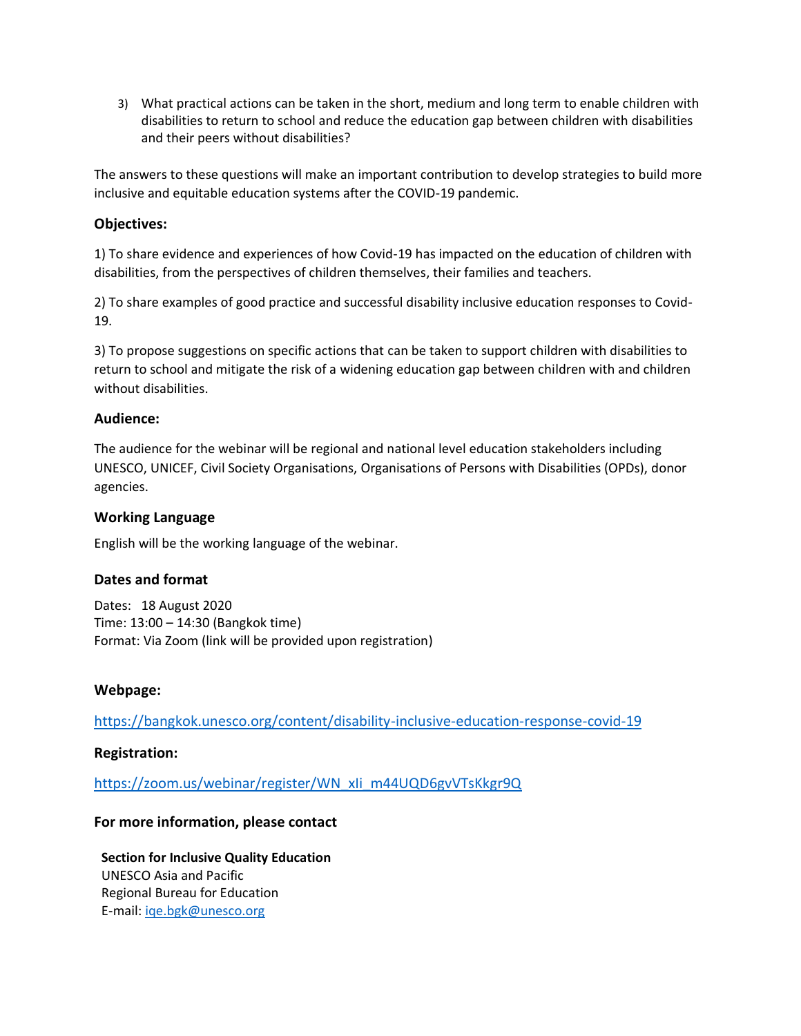3) What practical actions can be taken in the short, medium and long term to enable children with disabilities to return to school and reduce the education gap between children with disabilities and their peers without disabilities?

The answers to these questions will make an important contribution to develop strategies to build more inclusive and equitable education systems after the COVID-19 pandemic.

### Objectives:

1) To share evidence and experiences of how Covid-19 has impacted on the education of children with disabilities, from the perspectives of children themselves, their families and teachers.

2) To share examples of good practice and successful disability inclusive education responses to Covid-19.

3) To propose suggestions on specific actions that can be taken to support children with disabilities to return to school and mitigate the risk of a widening education gap between children with and children without disabilities.

### Audience:

The audience for the webinar will be regional and national level education stakeholders including UNESCO, UNICEF, Civil Society Organisations, Organisations of Persons with Disabilities (OPDs), donor agencies.

### Working Language

English will be the working language of the webinar.

### Dates and format

Dates: 18 August 2020
Time: 13:00 – 14:30 (Bangkok time)
Format: Via Zoom (link will be provided upon registration)

### Webpage:

https://bangkok.unesco.org/content/disability-inclusive-education-response-covid-19

### Registration:

https://zoom.us/webinar/register/WN_xIi_m44UQD6gvVTsKkgr9Q

### For more information, please contact

**Section for Inclusive Quality Education**
UNESCO Asia and Pacific
Regional Bureau for Education
E-mail: iqe.bgk@unesco.org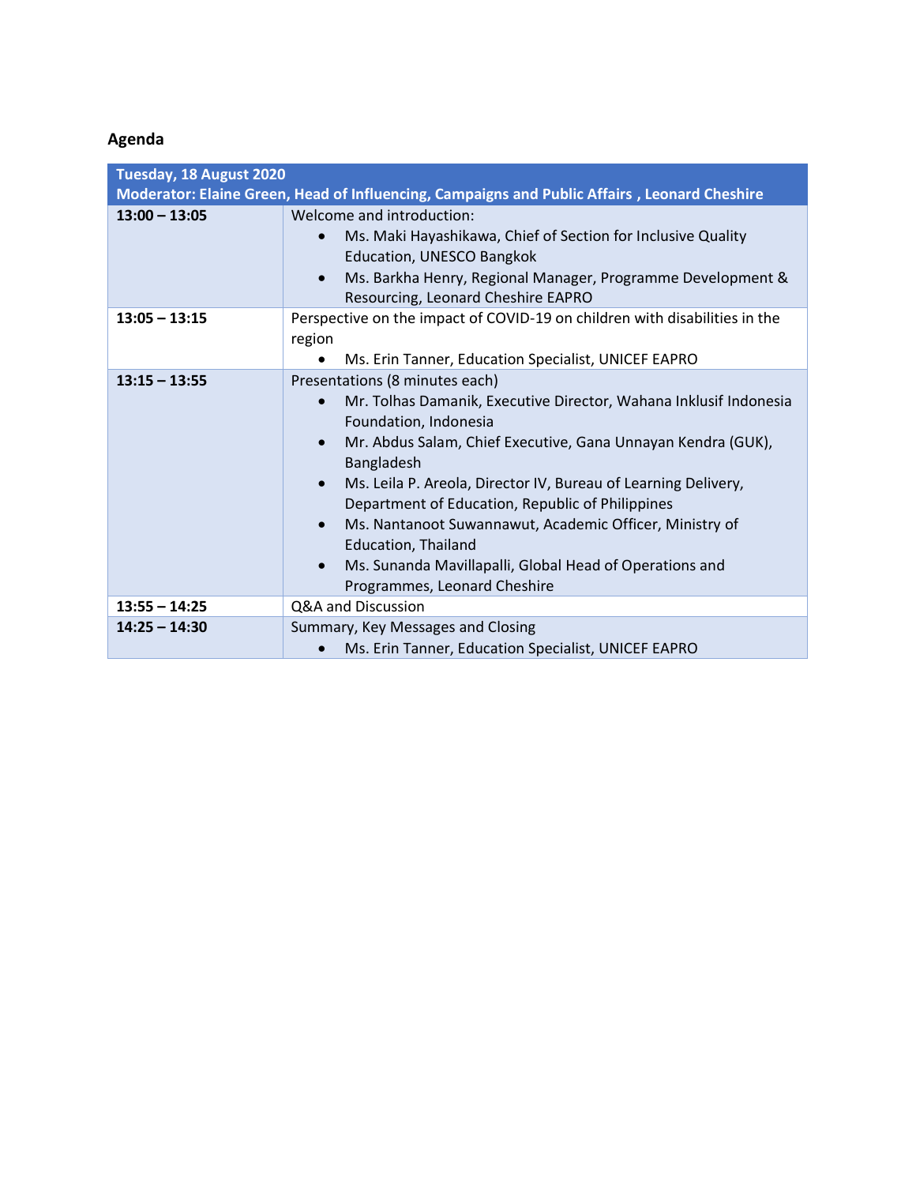## Agenda

| Tuesday, 18 August 2020<br>Moderator: Elaine Green, Head of Influencing, Campaigns and Public Affairs , Leonard Cheshire | |
|---|---|
| **13:00 – 13:05** | Welcome and introduction:<br>• Ms. Maki Hayashikawa, Chief of Section for Inclusive Quality Education, UNESCO Bangkok<br>• Ms. Barkha Henry, Regional Manager, Programme Development & Resourcing, Leonard Cheshire EAPRO |
| **13:05 – 13:15** | Perspective on the impact of COVID-19 on children with disabilities in the region<br>• Ms. Erin Tanner, Education Specialist, UNICEF EAPRO |
| **13:15 – 13:55** | Presentations (8 minutes each)<br>• Mr. Tolhas Damanik, Executive Director, Wahana Inklusif Indonesia Foundation, Indonesia<br>• Mr. Abdus Salam, Chief Executive, Gana Unnayan Kendra (GUK), Bangladesh<br>• Ms. Leila P. Areola, Director IV, Bureau of Learning Delivery, Department of Education, Republic of Philippines<br>• Ms. Nantanoot Suwannawut, Academic Officer, Ministry of Education, Thailand<br>• Ms. Sunanda Mavillapalli, Global Head of Operations and Programmes, Leonard Cheshire |
| **13:55 – 14:25** | Q&A and Discussion |
| **14:25 – 14:30** | Summary, Key Messages and Closing<br>• Ms. Erin Tanner, Education Specialist, UNICEF EAPRO |